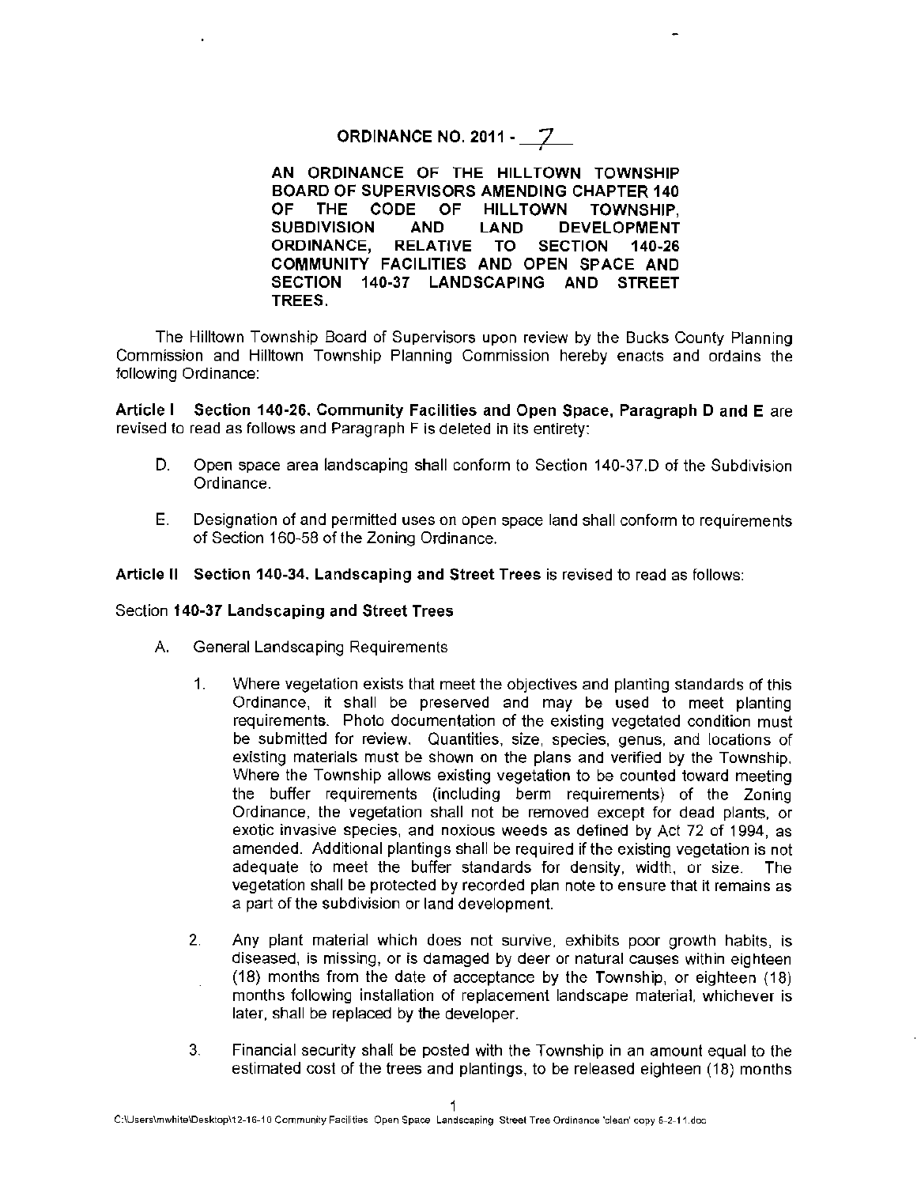# ORDINANCE NO. 2011 - 7

**AN ORDINANCE OF THE HILLTOWN TOWNSHIP BOARD OF SUPERVISORS AMENDING CHAPTER 140 OF THE CODE OF HILLTOWN TOWNSHIP, SUBDIVISION AND LAND DEVELOPMENT ORDINANCE, RELATIVE TO SECTION 140-26 COMMUNITY FACILITIES AND OPEN SPACE AND SECTION 140-37 LANDSCAPING AND STREET TREES.**

The Hilltown Township Board of Supervisors upon review by the Bucks County Planning Commission and Hilltown Township Planning Commission hereby enacts and ordains the following Ordinance:

**Article I Section 140-26. Community Facilities and Open Space, Paragraph D and E** are revised to read as follows and Paragraph F is deleted in its entirety:

D. Open space area landscaping shall conform to Section 140-37.D of the Subdivision Ordinance.

E. Designation of and permitted uses on open space land shall conform to requirements of Section 160-58 of the Zoning Ordinance.

**Article II Section 140-34. Landscaping and Street Trees** is revised to read as follows:

Section **140-37 Landscaping and Street Trees**

A. General Landscaping Requirements

1. Where vegetation exists that meet the objectives and planting standards of this Ordinance, it shall be preserved and may be used to meet planting requirements. Photo documentation of the existing vegetated condition must be submitted for review. Quantities, size, species, genus, and locations of existing materials must be shown on the plans and verified by the Township. Where the Township allows existing vegetation to be counted toward meeting the buffer requirements (including berm requirements) of the Zoning Ordinance, the vegetation shall not be removed except for dead plants, or exotic invasive species, and noxious weeds as defined by Act 72 of 1994, as amended. Additional plantings shall be required if the existing vegetation is not adequate to meet the buffer standards for density, width, or size. The vegetation shall be protected by recorded plan note to ensure that it remains as a part of the subdivision or land development.

2. Any plant material which does not survive, exhibits poor growth habits, is diseased, is missing, or is damaged by deer or natural causes within eighteen (18) months from the date of acceptance by the Township, or eighteen (18) months following installation of replacement landscape material, whichever is later, shall be replaced by the developer.

3. Financial security shall be posted with the Township in an amount equal to the estimated cost of the trees and plantings, to be released eighteen (18) months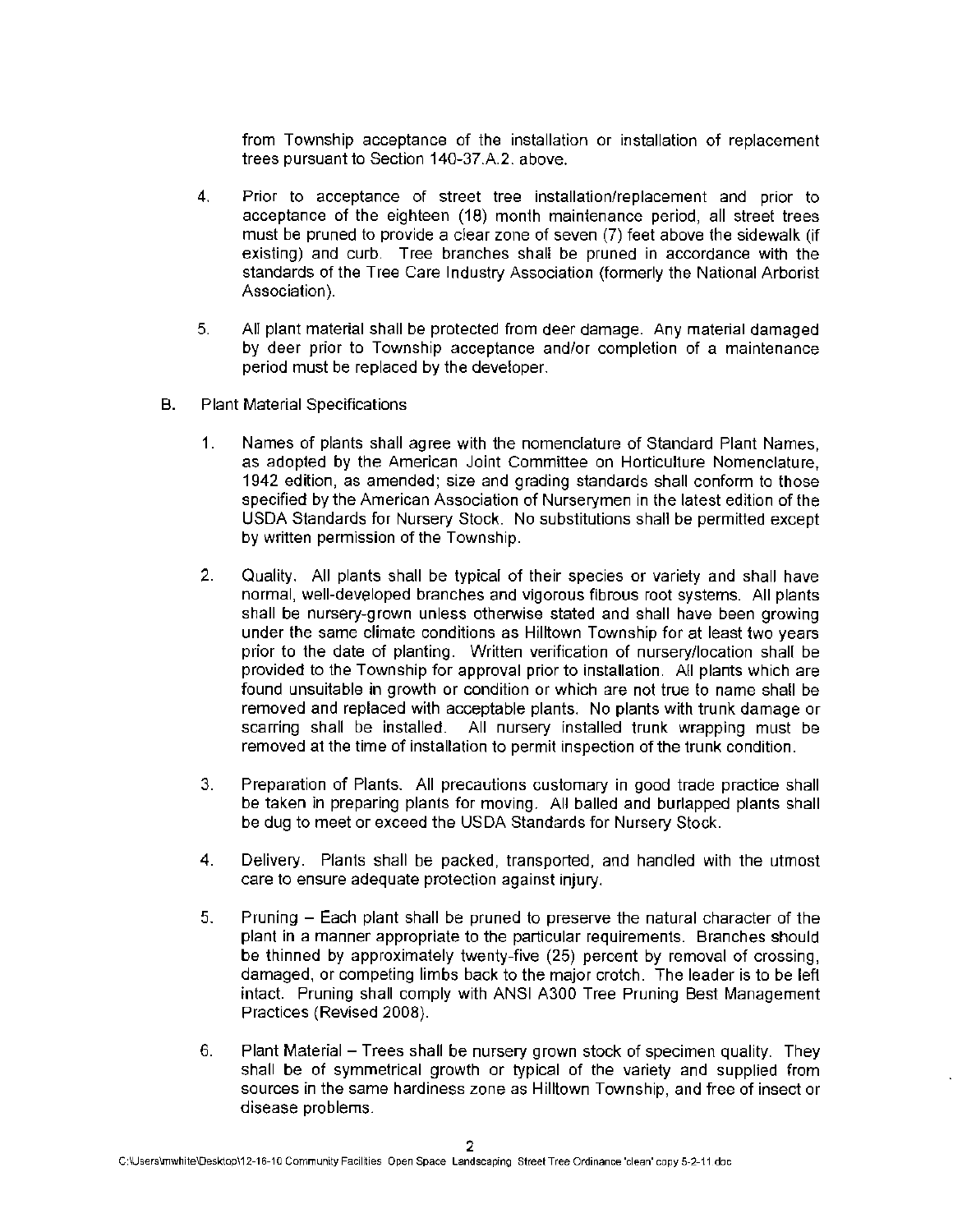from Township acceptance of the installation or installation of replacement trees pursuant to Section 140-37.A.2. above.

4. Prior to acceptance of street tree installation/replacement and prior to acceptance of the eighteen (18) month maintenance period, all street trees must be pruned to provide a clear zone of seven (7) feet above the sidewalk (if existing) and curb. Tree branches shall be pruned in accordance with the standards of the Tree Care Industry Association (formerly the National Arborist Association).

5. All plant material shall be protected from deer damage. Any material damaged by deer prior to Township acceptance and/or completion of a maintenance period must be replaced by the developer.

B. Plant Material Specifications

1. Names of plants shall agree with the nomenclature of Standard Plant Names, as adopted by the American Joint Committee on Horticulture Nomenclature, 1942 edition, as amended; size and grading standards shall conform to those specified by the American Association of Nurserymen in the latest edition of the USDA Standards for Nursery Stock. No substitutions shall be permitted except by written permission of the Township.

2. Quality. All plants shall be typical of their species or variety and shall have normal, well-developed branches and vigorous fibrous root systems. All plants shall be nursery-grown unless otherwise stated and shall have been growing under the same climate conditions as Hilltown Township for at least two years prior to the date of planting. Written verification of nursery/location shall be provided to the Township for approval prior to installation. All plants which are found unsuitable in growth or condition or which are not true to name shall be removed and replaced with acceptable plants. No plants with trunk damage or scarring shall be installed. All nursery installed trunk wrapping must be removed at the time of installation to permit inspection of the trunk condition.

3. Preparation of Plants. All precautions customary in good trade practice shall be taken in preparing plants for moving. All balled and burlapped plants shall be dug to meet or exceed the USDA Standards for Nursery Stock.

4. Delivery. Plants shall be packed, transported, and handled with the utmost care to ensure adequate protection against injury.

5. Pruning – Each plant shall be pruned to preserve the natural character of the plant in a manner appropriate to the particular requirements. Branches should be thinned by approximately twenty-five (25) percent by removal of crossing, damaged, or competing limbs back to the major crotch. The leader is to be left intact. Pruning shall comply with ANSI A300 Tree Pruning Best Management Practices (Revised 2008).

6. Plant Material – Trees shall be nursery grown stock of specimen quality. They shall be of symmetrical growth or typical of the variety and supplied from sources in the same hardiness zone as Hilltown Township, and free of insect or disease problems.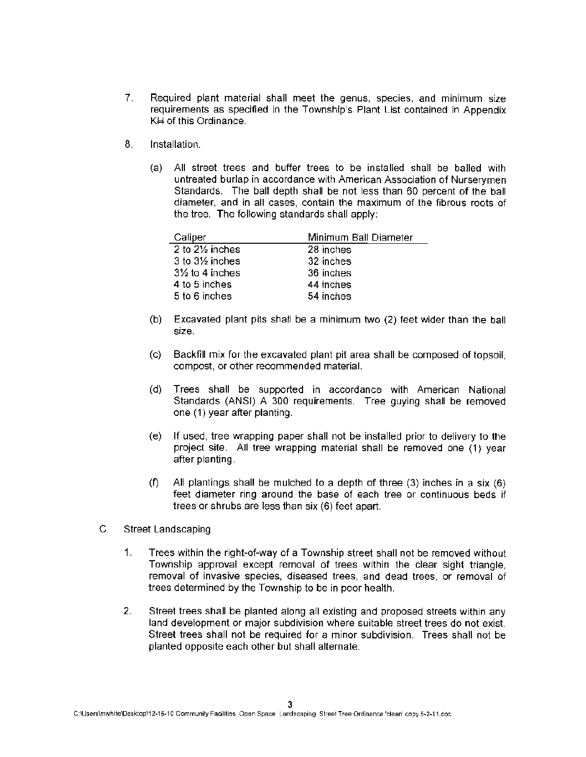7. Required plant material shall meet the genus, species, and minimum size requirements as specified in the Township's Plant List contained in Appendix KH of this Ordinance.

8. Installation.

   (a) All street trees and buffer trees to be installed shall be balled with untreated burlap in accordance with American Association of Nurserymen Standards. The ball depth shall be not less than 60 percent of the ball diameter, and in all cases, contain the maximum of the fibrous roots of the tree. The following standards shall apply:

   | Caliper | Minimum Ball Diameter |
   |---|---|
   | 2 to 2½ inches | 28 inches |
   | 3 to 3½ inches | 32 inches |
   | 3½ to 4 inches | 36 inches |
   | 4 to 5 inches | 44 inches |
   | 5 to 6 inches | 54 inches |

   (b) Excavated plant pits shall be a minimum two (2) feet wider than the ball size.

   (c) Backfill mix for the excavated plant pit area shall be composed of topsoil, compost, or other recommended material.

   (d) Trees shall be supported in accordance with American National Standards (ANSI) A 300 requirements. Tree guying shall be removed one (1) year after planting.

   (e) If used, tree wrapping paper shall not be installed prior to delivery to the project site. All tree wrapping material shall be removed one (1) year after planting.

   (f) All plantings shall be mulched to a depth of three (3) inches in a six (6) feet diameter ring around the base of each tree or continuous beds if trees or shrubs are less than six (6) feet apart.

C. Street Landscaping

1. Trees within the right-of-way of a Township street shall not be removed without Township approval except removal of trees within the clear sight triangle, removal of invasive species, diseased trees, and dead trees, or removal of trees determined by the Township to be in poor health.

2. Street trees shall be planted along all existing and proposed streets within any land development or major subdivision where suitable street trees do not exist. Street trees shall not be required for a minor subdivision. Trees shall not be planted opposite each other but shall alternate.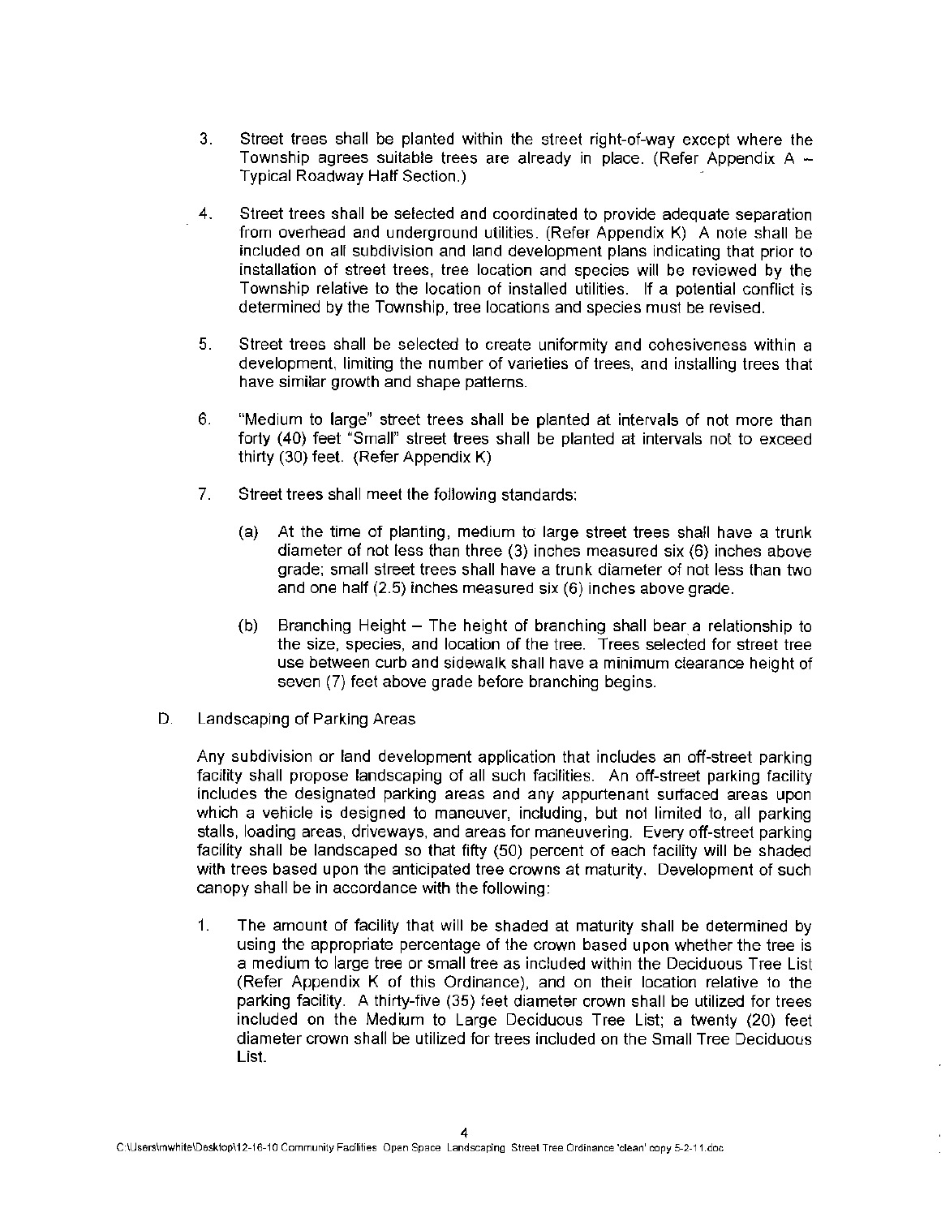3. Street trees shall be planted within the street right-of-way except where the Township agrees suitable trees are already in place. (Refer Appendix A – Typical Roadway Half Section.)

4. Street trees shall be selected and coordinated to provide adequate separation from overhead and underground utilities. (Refer Appendix K) A note shall be included on all subdivision and land development plans indicating that prior to installation of street trees, tree location and species will be reviewed by the Township relative to the location of installed utilities. If a potential conflict is determined by the Township, tree locations and species must be revised.

5. Street trees shall be selected to create uniformity and cohesiveness within a development, limiting the number of varieties of trees, and installing trees that have similar growth and shape patterns.

6. "Medium to large" street trees shall be planted at intervals of not more than forty (40) feet "Small" street trees shall be planted at intervals not to exceed thirty (30) feet. (Refer Appendix K)

7. Street trees shall meet the following standards:

   (a) At the time of planting, medium to large street trees shall have a trunk diameter of not less than three (3) inches measured six (6) inches above grade; small street trees shall have a trunk diameter of not less than two and one half (2.5) inches measured six (6) inches above grade.

   (b) Branching Height – The height of branching shall bear a relationship to the size, species, and location of the tree. Trees selected for street tree use between curb and sidewalk shall have a minimum clearance height of seven (7) feet above grade before branching begins.

D. Landscaping of Parking Areas

Any subdivision or land development application that includes an off-street parking facility shall propose landscaping of all such facilities. An off-street parking facility includes the designated parking areas and any appurtenant surfaced areas upon which a vehicle is designed to maneuver, including, but not limited to, all parking stalls, loading areas, driveways, and areas for maneuvering. Every off-street parking facility shall be landscaped so that fifty (50) percent of each facility will be shaded with trees based upon the anticipated tree crowns at maturity. Development of such canopy shall be in accordance with the following:

1. The amount of facility that will be shaded at maturity shall be determined by using the appropriate percentage of the crown based upon whether the tree is a medium to large tree or small tree as included within the Deciduous Tree List (Refer Appendix K of this Ordinance), and on their location relative to the parking facility. A thirty-five (35) feet diameter crown shall be utilized for trees included on the Medium to Large Deciduous Tree List; a twenty (20) feet diameter crown shall be utilized for trees included on the Small Tree Deciduous List.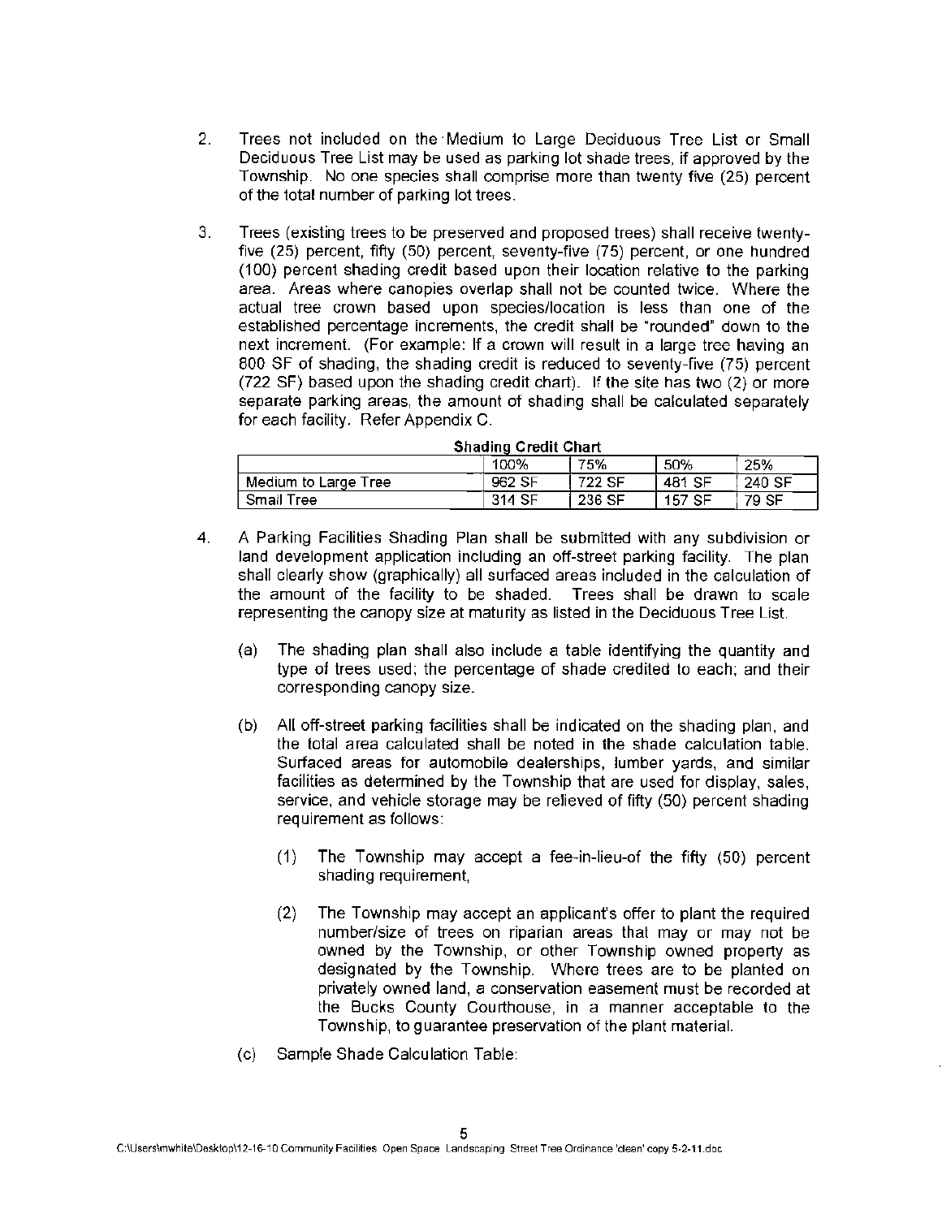2. Trees not included on the Medium to Large Deciduous Tree List or Small Deciduous Tree List may be used as parking lot shade trees, if approved by the Township. No one species shall comprise more than twenty five (25) percent of the total number of parking lot trees.

3. Trees (existing trees to be preserved and proposed trees) shall receive twenty-five (25) percent, fifty (50) percent, seventy-five (75) percent, or one hundred (100) percent shading credit based upon their location relative to the parking area. Areas where canopies overlap shall not be counted twice. Where the actual tree crown based upon species/location is less than one of the established percentage increments, the credit shall be "rounded" down to the next increment. (For example: If a crown will result in a large tree having an 800 SF of shading, the shading credit is reduced to seventy-five (75) percent (722 SF) based upon the shading credit chart). If the site has two (2) or more separate parking areas, the amount of shading shall be calculated separately for each facility. Refer Appendix C.

**Shading Credit Chart**

| | 100% | 75% | 50% | 25% |
|---|---|---|---|---|
| Medium to Large Tree | 962 SF | 722 SF | 481 SF | 240 SF |
| Small Tree | 314 SF | 236 SF | 157 SF | 79 SF |

4. A Parking Facilities Shading Plan shall be submitted with any subdivision or land development application including an off-street parking facility. The plan shall clearly show (graphically) all surfaced areas included in the calculation of the amount of the facility to be shaded. Trees shall be drawn to scale representing the canopy size at maturity as listed in the Deciduous Tree List.

   (a) The shading plan shall also include a table identifying the quantity and type of trees used; the percentage of shade credited to each; and their corresponding canopy size.

   (b) All off-street parking facilities shall be indicated on the shading plan, and the total area calculated shall be noted in the shade calculation table. Surfaced areas for automobile dealerships, lumber yards, and similar facilities as determined by the Township that are used for display, sales, service, and vehicle storage may be relieved of fifty (50) percent shading requirement as follows:

      (1) The Township may accept a fee-in-lieu-of the fifty (50) percent shading requirement,

      (2) The Township may accept an applicant's offer to plant the required number/size of trees on riparian areas that may or may not be owned by the Township, or other Township owned property as designated by the Township. Where trees are to be planted on privately owned land, a conservation easement must be recorded at the Bucks County Courthouse, in a manner acceptable to the Township, to guarantee preservation of the plant material.

   (c) Sample Shade Calculation Table: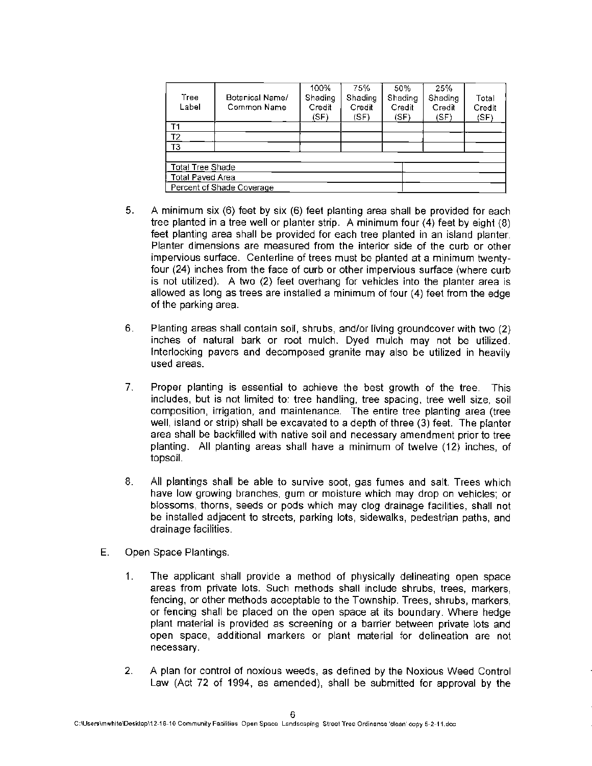| Tree Label | Botanical Name/ Common Name | 100% Shading Credit (SF) | 75% Shading Credit (SF) | 50% Shading Credit (SF) | 25% Shading Credit (SF) | Total Credit (SF) |
|---|---|---|---|---|---|---|
| T1 | | | | | | |
| T2 | | | | | | |
| T3 | | | | | | |
| | | | | | | |
| Total Tree Shade | | | | | | |
| Total Paved Area | | | | | | |
| Percent of Shade Coverage | | | | | | |

5. A minimum six (6) feet by six (6) feet planting area shall be provided for each tree planted in a tree well or planter strip. A minimum four (4) feet by eight (8) feet planting area shall be provided for each tree planted in an island planter. Planter dimensions are measured from the interior side of the curb or other impervious surface. Centerline of trees must be planted at a minimum twenty-four (24) inches from the face of curb or other impervious surface (where curb is not utilized). A two (2) feet overhang for vehicles into the planter area is allowed as long as trees are installed a minimum of four (4) feet from the edge of the parking area.

6. Planting areas shall contain soil, shrubs, and/or living groundcover with two (2) inches of natural bark or root mulch. Dyed mulch may not be utilized. Interlocking pavers and decomposed granite may also be utilized in heavily used areas.

7. Proper planting is essential to achieve the best growth of the tree. This includes, but is not limited to: tree handling, tree spacing, tree well size, soil composition, irrigation, and maintenance. The entire tree planting area (tree well, island or strip) shall be excavated to a depth of three (3) feet. The planter area shall be backfilled with native soil and necessary amendment prior to tree planting. All planting areas shall have a minimum of twelve (12) inches, of topsoil.

8. All plantings shall be able to survive soot, gas fumes and salt. Trees which have low growing branches, gum or moisture which may drop on vehicles; or blossoms, thorns, seeds or pods which may clog drainage facilities, shall not be installed adjacent to streets, parking lots, sidewalks, pedestrian paths, and drainage facilities.

E. Open Space Plantings.

1. The applicant shall provide a method of physically delineating open space areas from private lots. Such methods shall include shrubs, trees, markers, fencing, or other methods acceptable to the Township. Trees, shrubs, markers, or fencing shall be placed on the open space at its boundary. Where hedge plant material is provided as screening or a barrier between private lots and open space, additional markers or plant material for delineation are not necessary.

2. A plan for control of noxious weeds, as defined by the Noxious Weed Control Law (Act 72 of 1994, as amended), shall be submitted for approval by the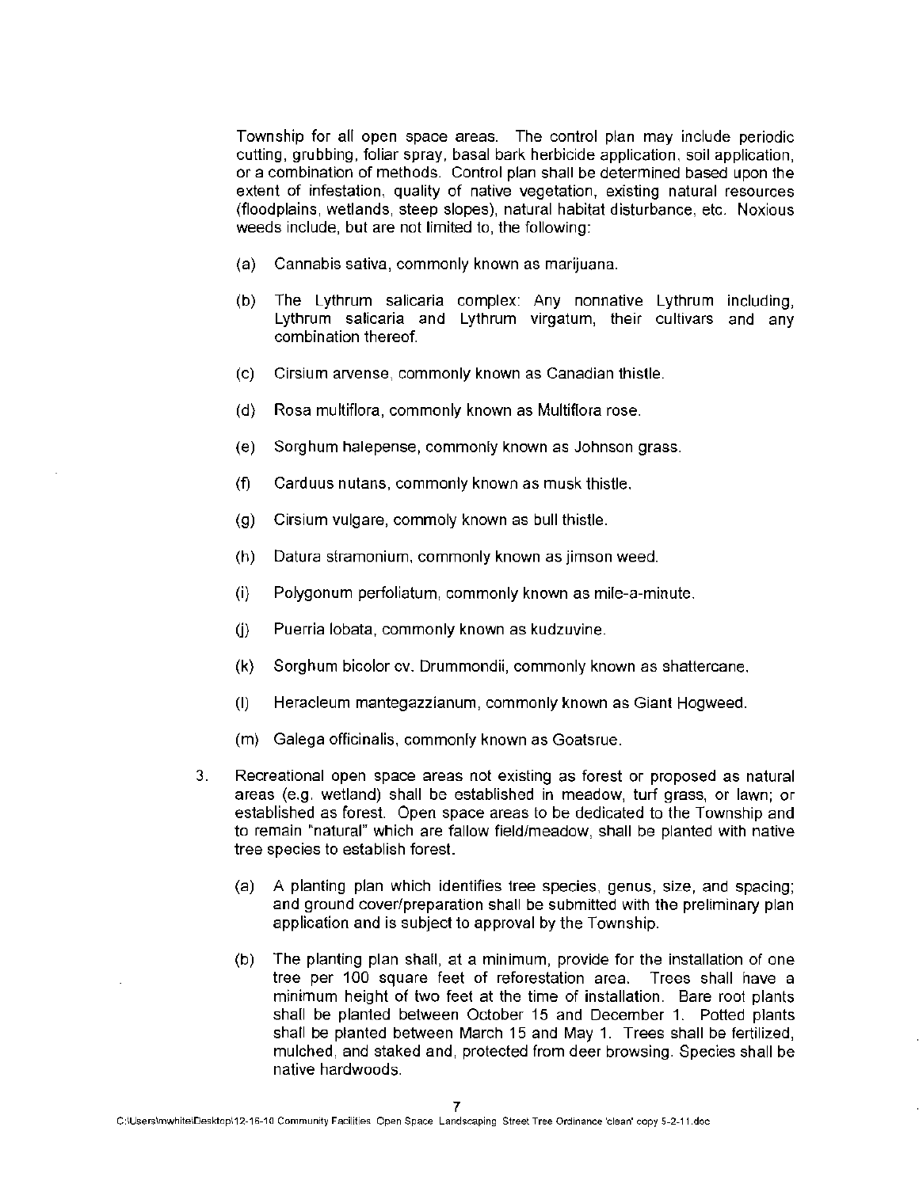Township for all open space areas. The control plan may include periodic cutting, grubbing, foliar spray, basal bark herbicide application, soil application, or a combination of methods. Control plan shall be determined based upon the extent of infestation, quality of native vegetation, existing natural resources (floodplains, wetlands, steep slopes), natural habitat disturbance, etc. Noxious weeds include, but are not limited to, the following:

(a) Cannabis sativa, commonly known as marijuana.

(b) The Lythrum salicaria complex: Any nonnative Lythrum including, Lythrum salicaria and Lythrum virgatum, their cultivars and any combination thereof.

(c) Cirsium arvense, commonly known as Canadian thistle.

(d) Rosa multiflora, commonly known as Multiflora rose.

(e) Sorghum halepense, commonly known as Johnson grass.

(f) Carduus nutans, commonly known as musk thistle.

(g) Cirsium vulgare, commoly known as bull thistle.

(h) Datura stramonium, commonly known as jimson weed.

(i) Polygonum perfoliatum, commonly known as mile-a-minute.

(j) Puerria lobata, commonly known as kudzuvine.

(k) Sorghum bicolor cv. Drummondii, commonly known as shattercane.

(l) Heracleum mantegazzianum, commonly known as Giant Hogweed.

(m) Galega officinalis, commonly known as Goatsrue.

3. Recreational open space areas not existing as forest or proposed as natural areas (e.g. wetland) shall be established in meadow, turf grass, or lawn; or established as forest. Open space areas to be dedicated to the Township and to remain "natural" which are fallow field/meadow, shall be planted with native tree species to establish forest.

   (a) A planting plan which identifies tree species, genus, size, and spacing; and ground cover/preparation shall be submitted with the preliminary plan application and is subject to approval by the Township.

   (b) The planting plan shall, at a minimum, provide for the installation of one tree per 100 square feet of reforestation area. Trees shall have a minimum height of two feet at the time of installation. Bare root plants shall be planted between October 15 and December 1. Potted plants shall be planted between March 15 and May 1. Trees shall be fertilized, mulched, and staked and, protected from deer browsing. Species shall be native hardwoods.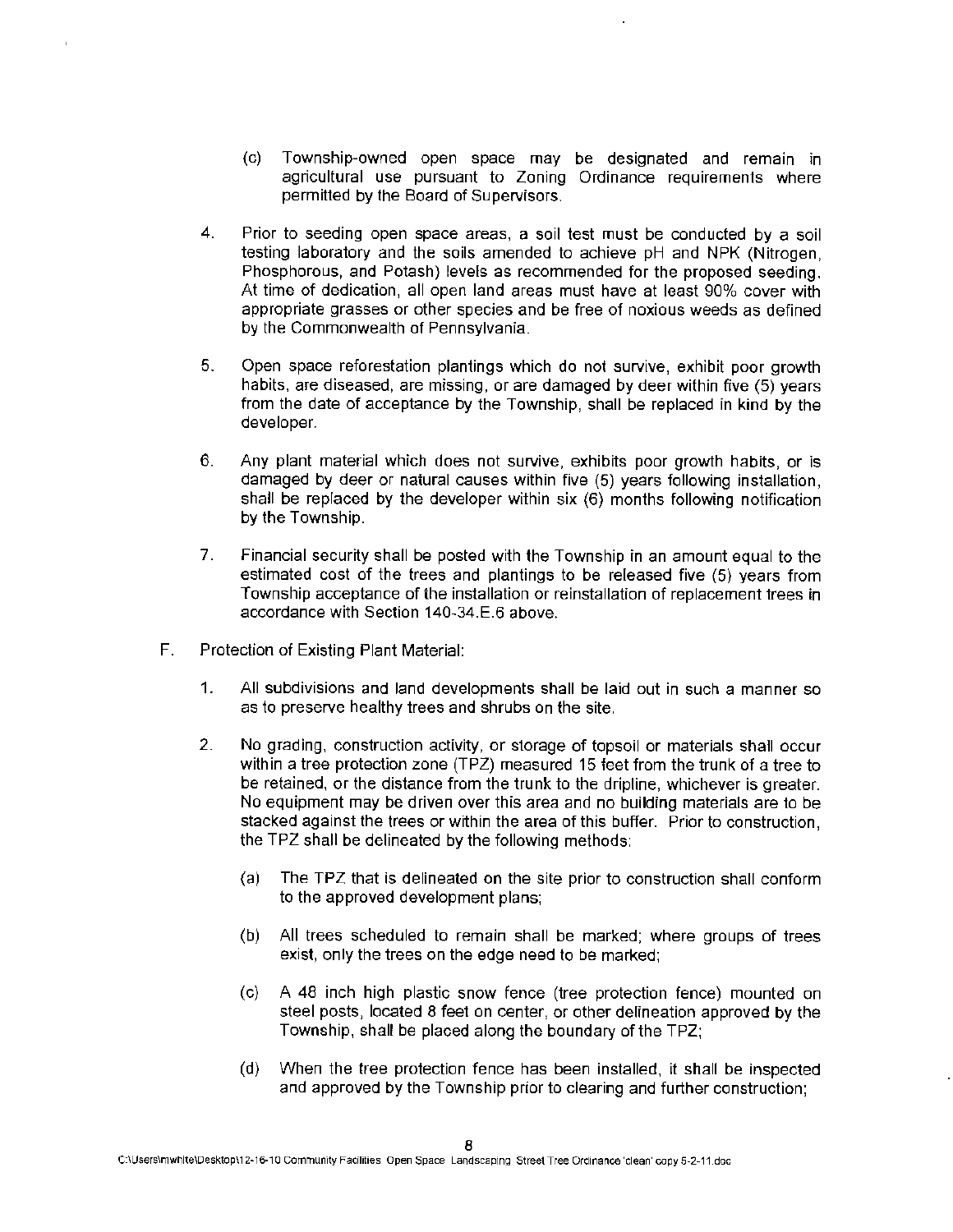(c) Township-owned open space may be designated and remain in agricultural use pursuant to Zoning Ordinance requirements where permitted by the Board of Supervisors.

4. Prior to seeding open space areas, a soil test must be conducted by a soil testing laboratory and the soils amended to achieve pH and NPK (Nitrogen, Phosphorous, and Potash) levels as recommended for the proposed seeding. At time of dedication, all open land areas must have at least 90% cover with appropriate grasses or other species and be free of noxious weeds as defined by the Commonwealth of Pennsylvania.

5. Open space reforestation plantings which do not survive, exhibit poor growth habits, are diseased, are missing, or are damaged by deer within five (5) years from the date of acceptance by the Township, shall be replaced in kind by the developer.

6. Any plant material which does not survive, exhibits poor growth habits, or is damaged by deer or natural causes within five (5) years following installation, shall be replaced by the developer within six (6) months following notification by the Township.

7. Financial security shall be posted with the Township in an amount equal to the estimated cost of the trees and plantings to be released five (5) years from Township acceptance of the installation or reinstallation of replacement trees in accordance with Section 140-34.E.6 above.

F. Protection of Existing Plant Material:

1. All subdivisions and land developments shall be laid out in such a manner so as to preserve healthy trees and shrubs on the site.

2. No grading, construction activity, or storage of topsoil or materials shall occur within a tree protection zone (TPZ) measured 15 feet from the trunk of a tree to be retained, or the distance from the trunk to the dripline, whichever is greater. No equipment may be driven over this area and no building materials are to be stacked against the trees or within the area of this buffer. Prior to construction, the TPZ shall be delineated by the following methods:

   (a) The TPZ that is delineated on the site prior to construction shall conform to the approved development plans;

   (b) All trees scheduled to remain shall be marked; where groups of trees exist, only the trees on the edge need to be marked;

   (c) A 48 inch high plastic snow fence (tree protection fence) mounted on steel posts, located 8 feet on center, or other delineation approved by the Township, shall be placed along the boundary of the TPZ;

   (d) When the tree protection fence has been installed, it shall be inspected and approved by the Township prior to clearing and further construction;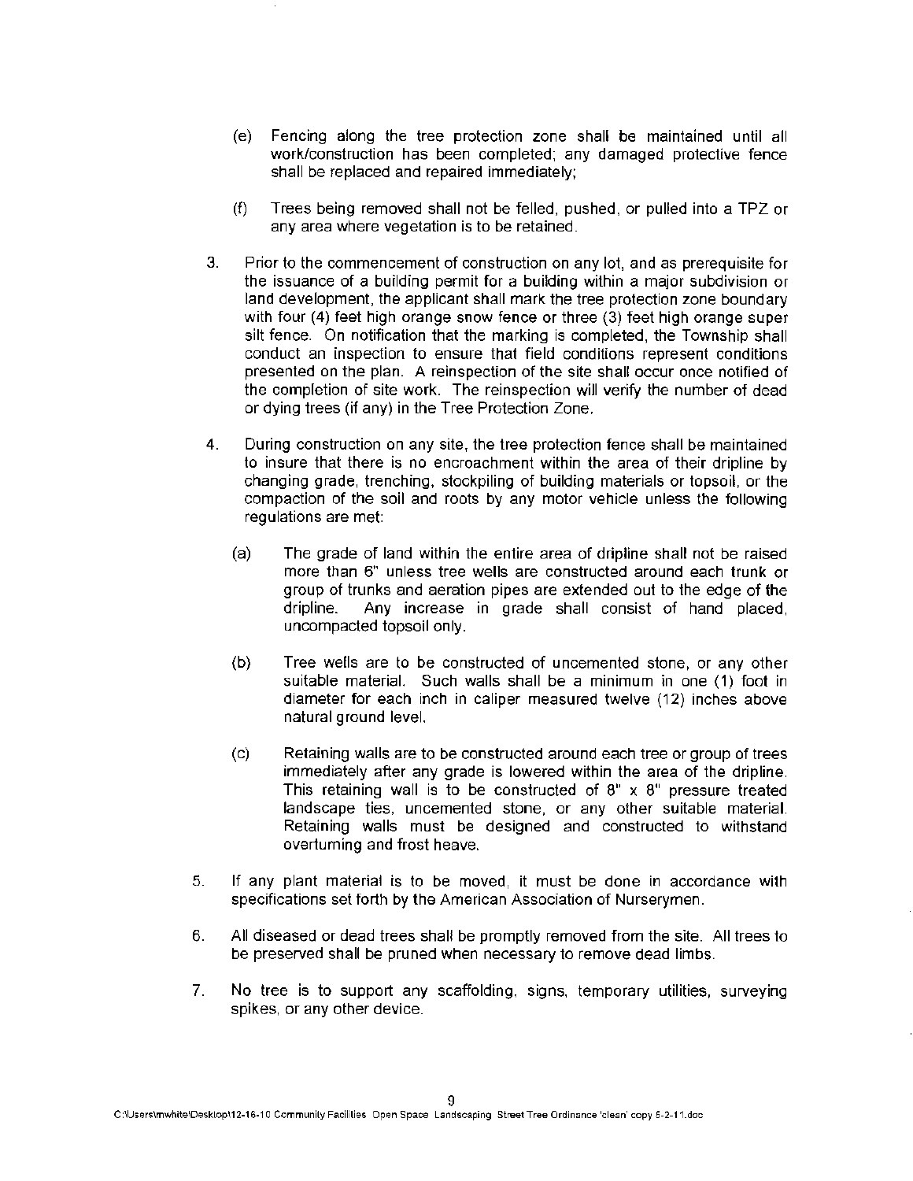(e) Fencing along the tree protection zone shall be maintained until all work/construction has been completed; any damaged protective fence shall be replaced and repaired immediately;

(f) Trees being removed shall not be felled, pushed, or pulled into a TPZ or any area where vegetation is to be retained.

3. Prior to the commencement of construction on any lot, and as prerequisite for the issuance of a building permit for a building within a major subdivision or land development, the applicant shall mark the tree protection zone boundary with four (4) feet high orange snow fence or three (3) feet high orange super silt fence. On notification that the marking is completed, the Township shall conduct an inspection to ensure that field conditions represent conditions presented on the plan. A reinspection of the site shall occur once notified of the completion of site work. The reinspection will verify the number of dead or dying trees (if any) in the Tree Protection Zone.

4. During construction on any site, the tree protection fence shall be maintained to insure that there is no encroachment within the area of their dripline by changing grade, trenching, stockpiling of building materials or topsoil, or the compaction of the soil and roots by any motor vehicle unless the following regulations are met:

   (a) The grade of land within the entire area of dripline shall not be raised more than 6" unless tree wells are constructed around each trunk or group of trunks and aeration pipes are extended out to the edge of the dripline. Any increase in grade shall consist of hand placed, uncompacted topsoil only.

   (b) Tree wells are to be constructed of uncemented stone, or any other suitable material. Such walls shall be a minimum in one (1) foot in diameter for each inch in caliper measured twelve (12) inches above natural ground level.

   (c) Retaining walls are to be constructed around each tree or group of trees immediately after any grade is lowered within the area of the dripline. This retaining wall is to be constructed of 8" x 8" pressure treated landscape ties, uncemented stone, or any other suitable material. Retaining walls must be designed and constructed to withstand overturning and frost heave.

5. If any plant material is to be moved, it must be done in accordance with specifications set forth by the American Association of Nurserymen.

6. All diseased or dead trees shall be promptly removed from the site. All trees to be preserved shall be pruned when necessary to remove dead limbs.

7. No tree is to support any scaffolding, signs, temporary utilities, surveying spikes, or any other device.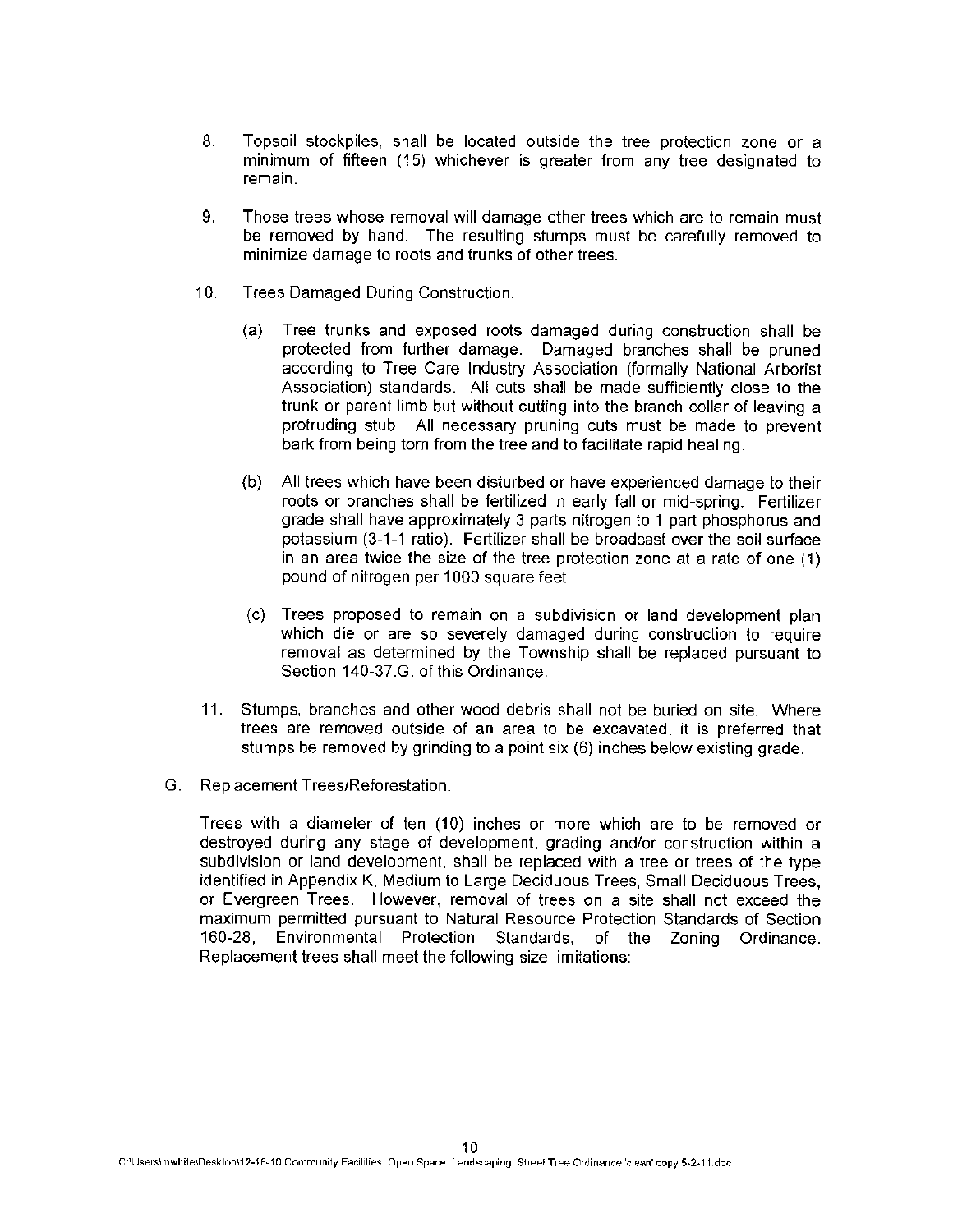8. Topsoil stockpiles, shall be located outside the tree protection zone or a minimum of fifteen (15) whichever is greater from any tree designated to remain.

9. Those trees whose removal will damage other trees which are to remain must be removed by hand. The resulting stumps must be carefully removed to minimize damage to roots and trunks of other trees.

10. Trees Damaged During Construction.

    (a) Tree trunks and exposed roots damaged during construction shall be protected from further damage. Damaged branches shall be pruned according to Tree Care Industry Association (formally National Arborist Association) standards. All cuts shall be made sufficiently close to the trunk or parent limb but without cutting into the branch collar of leaving a protruding stub. All necessary pruning cuts must be made to prevent bark from being torn from the tree and to facilitate rapid healing.

    (b) All trees which have been disturbed or have experienced damage to their roots or branches shall be fertilized in early fall or mid-spring. Fertilizer grade shall have approximately 3 parts nitrogen to 1 part phosphorus and potassium (3-1-1 ratio). Fertilizer shall be broadcast over the soil surface in an area twice the size of the tree protection zone at a rate of one (1) pound of nitrogen per 1000 square feet.

    (c) Trees proposed to remain on a subdivision or land development plan which die or are so severely damaged during construction to require removal as determined by the Township shall be replaced pursuant to Section 140-37.G. of this Ordinance.

11. Stumps, branches and other wood debris shall not be buried on site. Where trees are removed outside of an area to be excavated, it is preferred that stumps be removed by grinding to a point six (6) inches below existing grade.

G. Replacement Trees/Reforestation.

Trees with a diameter of ten (10) inches or more which are to be removed or destroyed during any stage of development, grading and/or construction within a subdivision or land development, shall be replaced with a tree or trees of the type identified in Appendix K, Medium to Large Deciduous Trees, Small Deciduous Trees, or Evergreen Trees. However, removal of trees on a site shall not exceed the maximum permitted pursuant to Natural Resource Protection Standards of Section 160-28, Environmental Protection Standards, of the Zoning Ordinance. Replacement trees shall meet the following size limitations: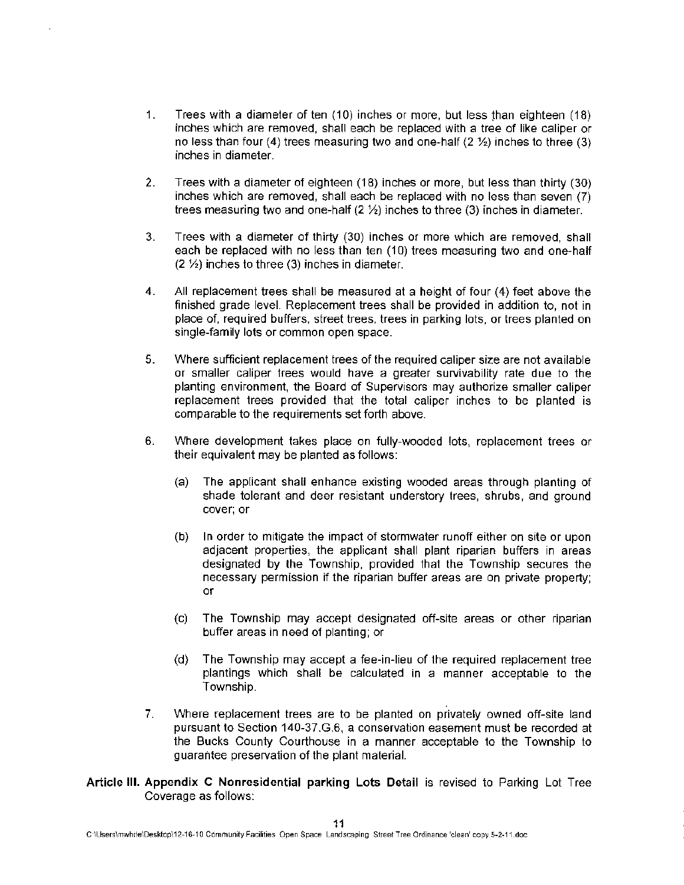1. Trees with a diameter of ten (10) inches or more, but less than eighteen (18) inches which are removed, shall each be replaced with a tree of like caliper or no less than four (4) trees measuring two and one-half (2 ½) inches to three (3) inches in diameter.

2. Trees with a diameter of eighteen (18) inches or more, but less than thirty (30) inches which are removed, shall each be replaced with no less than seven (7) trees measuring two and one-half (2 ½) inches to three (3) inches in diameter.

3. Trees with a diameter of thirty (30) inches or more which are removed, shall each be replaced with no less than ten (10) trees measuring two and one-half (2 ½) inches to three (3) inches in diameter.

4. All replacement trees shall be measured at a height of four (4) feet above the finished grade level. Replacement trees shall be provided in addition to, not in place of, required buffers, street trees, trees in parking lots, or trees planted on single-family lots or common open space.

5. Where sufficient replacement trees of the required caliper size are not available or smaller caliper trees would have a greater survivability rate due to the planting environment, the Board of Supervisors may authorize smaller caliper replacement trees provided that the total caliper inches to be planted is comparable to the requirements set forth above.

6. Where development takes place on fully-wooded lots, replacement trees or their equivalent may be planted as follows:

   (a) The applicant shall enhance existing wooded areas through planting of shade tolerant and deer resistant understory trees, shrubs, and ground cover; or

   (b) In order to mitigate the impact of stormwater runoff either on site or upon adjacent properties, the applicant shall plant riparian buffers in areas designated by the Township, provided that the Township secures the necessary permission if the riparian buffer areas are on private property; or

   (c) The Township may accept designated off-site areas or other riparian buffer areas in need of planting; or

   (d) The Township may accept a fee-in-lieu of the required replacement tree plantings which shall be calculated in a manner acceptable to the Township.

7. Where replacement trees are to be planted on privately owned off-site land pursuant to Section 140-37.G.6, a conservation easement must be recorded at the Bucks County Courthouse in a manner acceptable to the Township to guarantee preservation of the plant material.

**Article III. Appendix C Nonresidential parking Lots Detail** is revised to Parking Lot Tree Coverage as follows: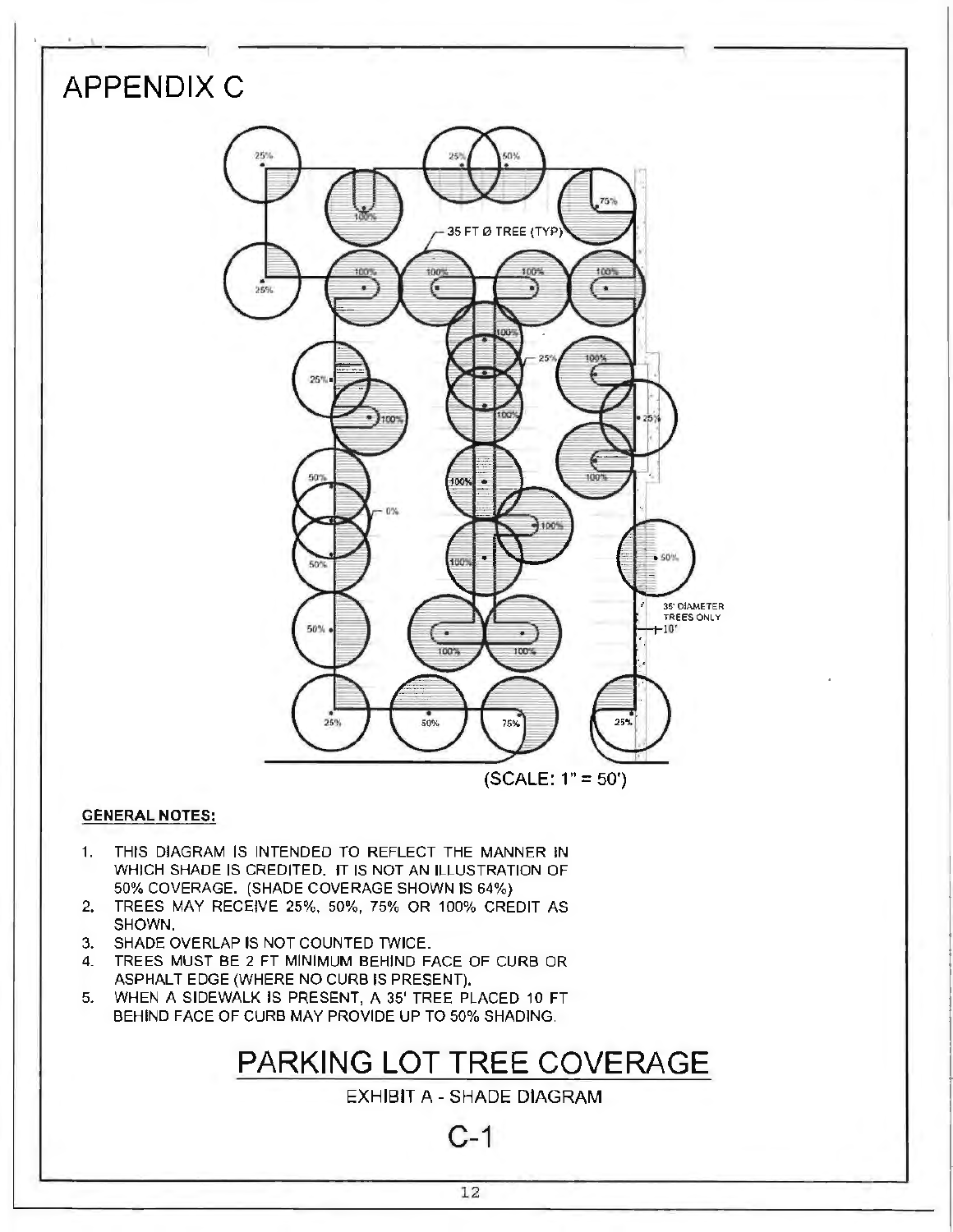# APPENDIX C

35 FT Ø TREE (TYP)

35' DIAMETER TREES ONLY

10'

(SCALE: 1" = 50')

**GENERAL NOTES:**

1. THIS DIAGRAM IS INTENDED TO REFLECT THE MANNER IN WHICH SHADE IS CREDITED. IT IS NOT AN ILLUSTRATION OF 50% COVERAGE. (SHADE COVERAGE SHOWN IS 64%)
2. TREES MAY RECEIVE 25%, 50%, 75% OR 100% CREDIT AS SHOWN.
3. SHADE OVERLAP IS NOT COUNTED TWICE.
4. TREES MUST BE 2 FT MINIMUM BEHIND FACE OF CURB OR ASPHALT EDGE (WHERE NO CURB IS PRESENT).
5. WHEN A SIDEWALK IS PRESENT, A 35' TREE PLACED 10 FT BEHIND FACE OF CURB MAY PROVIDE UP TO 50% SHADING.

## PARKING LOT TREE COVERAGE

EXHIBIT A - SHADE DIAGRAM

C-1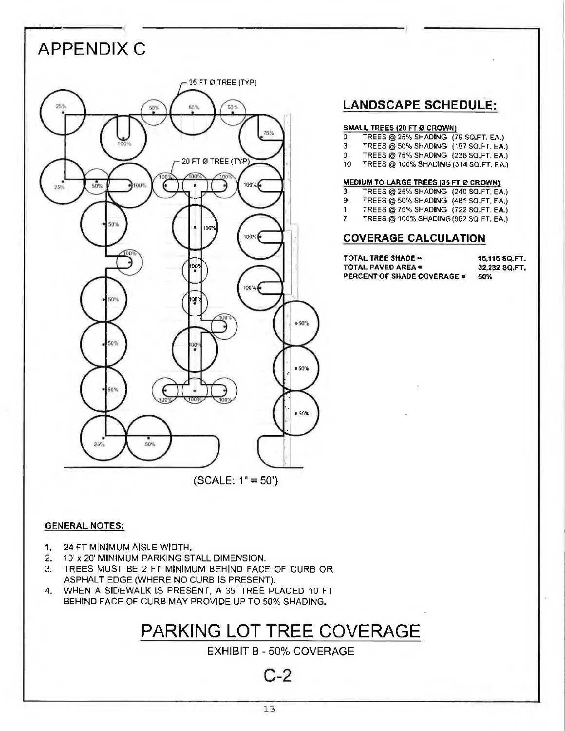# APPENDIX C

35 FT Ø TREE (TYP)

20 FT Ø TREE (TYP)

(SCALE: 1" = 50')

## LANDSCAPE SCHEDULE:

**SMALL TREES (20 FT Ø CROWN)**

| | |
|---|---|
| 0 | TREES @ 25% SHADING (79 SQ.FT. EA.) |
| 3 | TREES @ 50% SHADING (157 SQ.FT. EA.) |
| 0 | TREES @ 75% SHADING (236 SQ.FT. EA.) |
| 10 | TREES @ 100% SHADING (314 SQ.FT. EA.) |

**MEDIUM TO LARGE TREES (35 FT Ø CROWN)**

| | |
|---|---|
| 3 | TREES @ 25% SHADING (240 SQ.FT. EA.) |
| 9 | TREES @ 50% SHADING (481 SQ.FT. EA.) |
| 1 | TREES @ 75% SHADING (722 SQ.FT. EA.) |
| 7 | TREES @ 100% SHADING (962 SQ.FT. EA.) |

## COVERAGE CALCULATION

| | |
|---|---|
| **TOTAL TREE SHADE =** | **16,116 SQ.FT.** |
| **TOTAL PAVED AREA =** | **32,232 SQ.FT.** |
| **PERCENT OF SHADE COVERAGE =** | **50%** |

**GENERAL NOTES:**

1. 24 FT MINIMUM AISLE WIDTH.
2. 10' x 20' MINIMUM PARKING STALL DIMENSION.
3. TREES MUST BE 2 FT MINIMUM BEHIND FACE OF CURB OR ASPHALT EDGE (WHERE NO CURB IS PRESENT).
4. WHEN A SIDEWALK IS PRESENT, A 35' TREE PLACED 10 FT BEHIND FACE OF CURB MAY PROVIDE UP TO 50% SHADING.

# PARKING LOT TREE COVERAGE

EXHIBIT B - 50% COVERAGE

C-2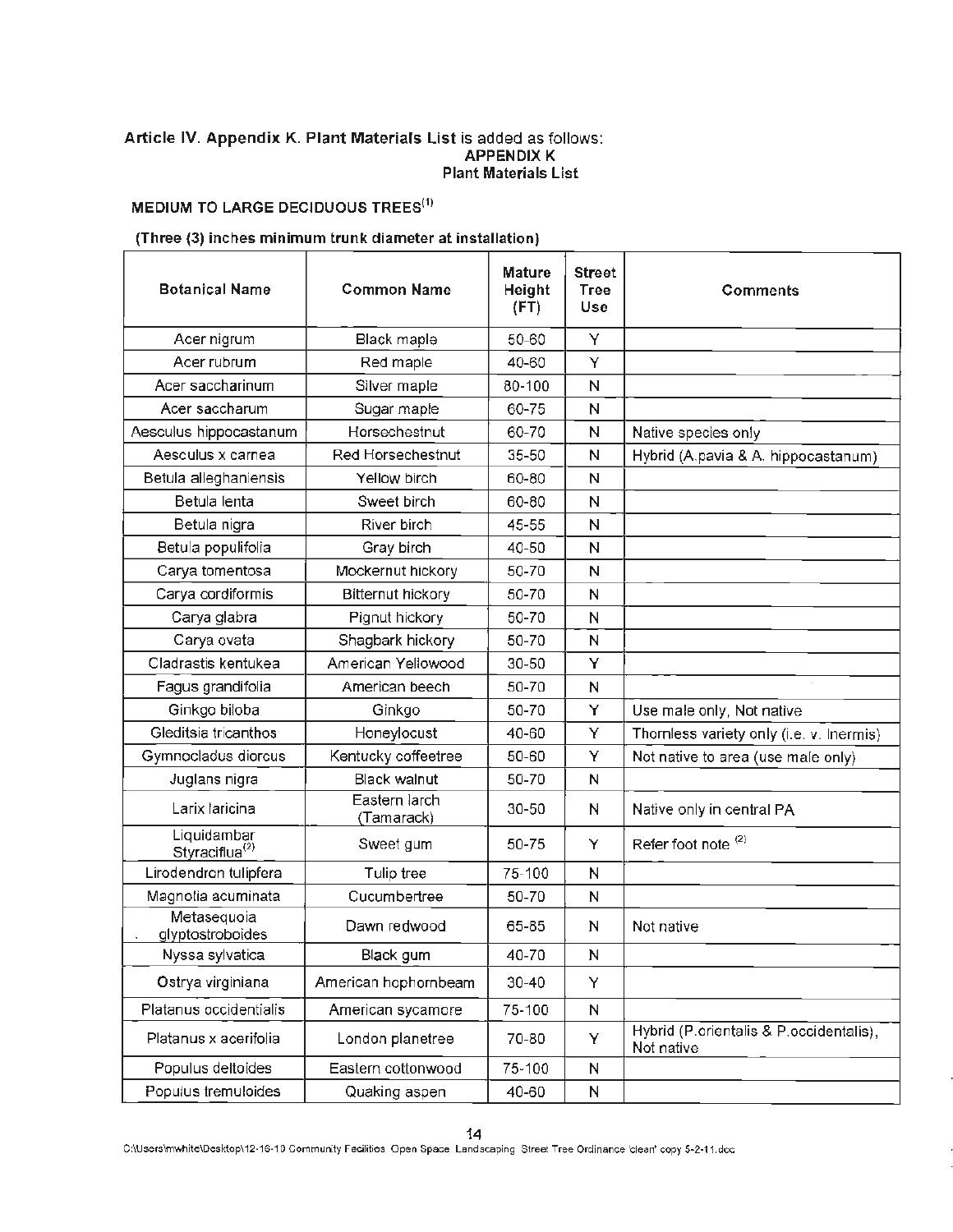**Article IV. Appendix K. Plant Materials List** is added as follows:

**APPENDIX K**
**Plant Materials List**

**MEDIUM TO LARGE DECIDUOUS TREES[1]**

**(Three (3) inches minimum trunk diameter at installation)**

| Botanical Name | Common Name | Mature Height (FT) | Street Tree Use | Comments |
|---|---|---|---|---|
| Acer nigrum | Black maple | 50-60 | Y | |
| Acer rubrum | Red maple | 40-60 | Y | |
| Acer saccharinum | Silver maple | 80-100 | N | |
| Acer saccharum | Sugar maple | 60-75 | N | |
| Aesculus hippocastanum | Horsechestnut | 60-70 | N | Native species only |
| Aesculus x carnea | Red Horsechestnut | 35-50 | N | Hybrid (A.pavia & A. hippocastanum) |
| Betula alleghaniensis | Yellow birch | 60-80 | N | |
| Betula lenta | Sweet birch | 60-80 | N | |
| Betula nigra | River birch | 45-55 | N | |
| Betula populifolia | Gray birch | 40-50 | N | |
| Carya tomentosa | Mockernut hickory | 50-70 | N | |
| Carya cordiformis | Bitternut hickory | 50-70 | N | |
| Carya glabra | Pignut hickory | 50-70 | N | |
| Carya ovata | Shagbark hickory | 50-70 | N | |
| Cladrastis kentukea | American Yellowood | 30-50 | Y | |
| Fagus grandifolia | American beech | 50-70 | N | |
| Ginkgo biloba | Ginkgo | 50-70 | Y | Use male only, Not native |
| Gleditsia tricanthos | Honeylocust | 40-60 | Y | Thornless variety only (i.e. v. Inermis) |
| Gymnocladus diorcus | Kentucky coffeetree | 50-60 | Y | Not native to area (use male only) |
| Juglans nigra | Black walnut | 50-70 | N | |
| Larix laricina | Eastern larch (Tamarack) | 30-50 | N | Native only in central PA |
| Liquidambar Styraciflua[2] | Sweet gum | 50-75 | Y | Refer foot note [2] |
| Lirodendron tulipfera | Tulip tree | 75-100 | N | |
| Magnolia acuminata | Cucumbertree | 50-70 | N | |
| Metasequoia glyptostroboides | Dawn redwood | 65-85 | N | Not native |
| Nyssa sylvatica | Black gum | 40-70 | N | |
| Ostrya virginiana | American hophornbeam | 30-40 | Y | |
| Platanus occidentalis | American sycamore | 75-100 | N | |
| Platanus x acerifolia | London planetree | 70-80 | Y | Hybrid (P.orientalis & P.occidentalis), Not native |
| Populus deltoides | Eastern cottonwood | 75-100 | N | |
| Populus tremuloides | Quaking aspen | 40-60 | N | |

C:\Users\mwhite\Desktop\12-16-10 Community Facilities Open Space Landscaping Street Tree Ordinance 'clean' copy 5-2-11.doc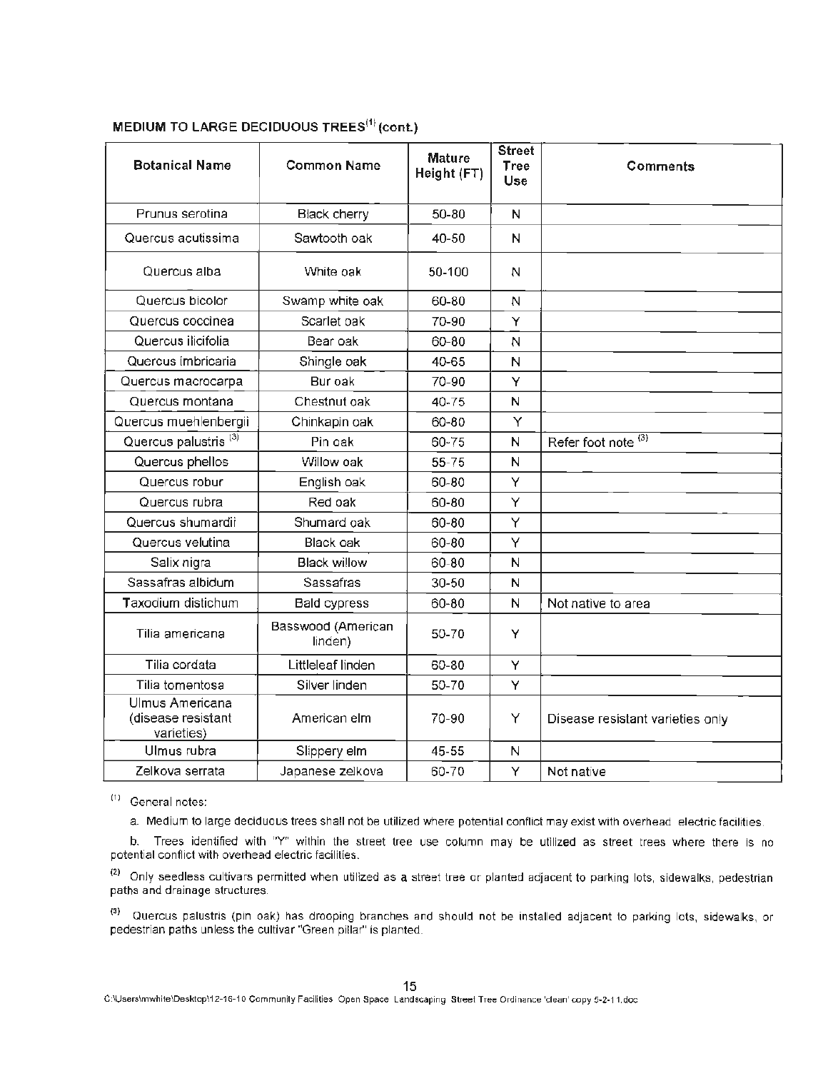**MEDIUM TO LARGE DECIDUOUS TREES[1] (cont.)**

| Botanical Name | Common Name | Mature Height (FT) | Street Tree Use | Comments |
|---|---|---|---|---|
| Prunus serotina | Black cherry | 50-80 | N | |
| Quercus acutissima | Sawtooth oak | 40-50 | N | |
| Quercus alba | White oak | 50-100 | N | |
| Quercus bicolor | Swamp white oak | 60-80 | N | |
| Quercus coccinea | Scarlet oak | 70-90 | Y | |
| Quercus ilicifolia | Bear oak | 60-80 | N | |
| Quercus imbricaria | Shingle oak | 40-65 | N | |
| Quercus macrocarpa | Bur oak | 70-90 | Y | |
| Quercus montana | Chestnut oak | 40-75 | N | |
| Quercus muehlenbergii | Chinkapin oak | 60-80 | Y | |
| Quercus palustris [3] | Pin oak | 60-75 | N | Refer foot note [3] |
| Quercus phellos | Willow oak | 55-75 | N | |
| Quercus robur | English oak | 60-80 | Y | |
| Quercus rubra | Red oak | 60-80 | Y | |
| Quercus shumardii | Shumard oak | 60-80 | Y | |
| Quercus velutina | Black oak | 60-80 | Y | |
| Salix nigra | Black willow | 60-80 | N | |
| Sassafras albidum | Sassafras | 30-50 | N | |
| Taxodium distichum | Bald cypress | 60-80 | N | Not native to area |
| Tilia americana | Basswood (American linden) | 50-70 | Y | |
| Tilia cordata | Littleleaf linden | 60-80 | Y | |
| Tilia tomentosa | Silver linden | 50-70 | Y | |
| Ulmus Americana (disease resistant varieties) | American elm | 70-90 | Y | Disease resistant varieties only |
| Ulmus rubra | Slippery elm | 45-55 | N | |
| Zelkova serrata | Japanese zelkova | 60-70 | Y | Not native |

[1] General notes:

a. Medium to large deciduous trees shall not be utilized where potential conflict may exist with overhead electric facilities.

b. Trees identified with "Y" within the street tree use column may be utilized as street trees where there is no potential conflict with overhead electric facilities.

[2] Only seedless cultivars permitted when utilized as a street tree or planted adjacent to parking lots, sidewalks, pedestrian paths and drainage structures.

[3] Quercus palustris (pin oak) has drooping branches and should not be installed adjacent to parking lots, sidewalks, or pedestrian paths unless the cultivar "Green pillar" is planted.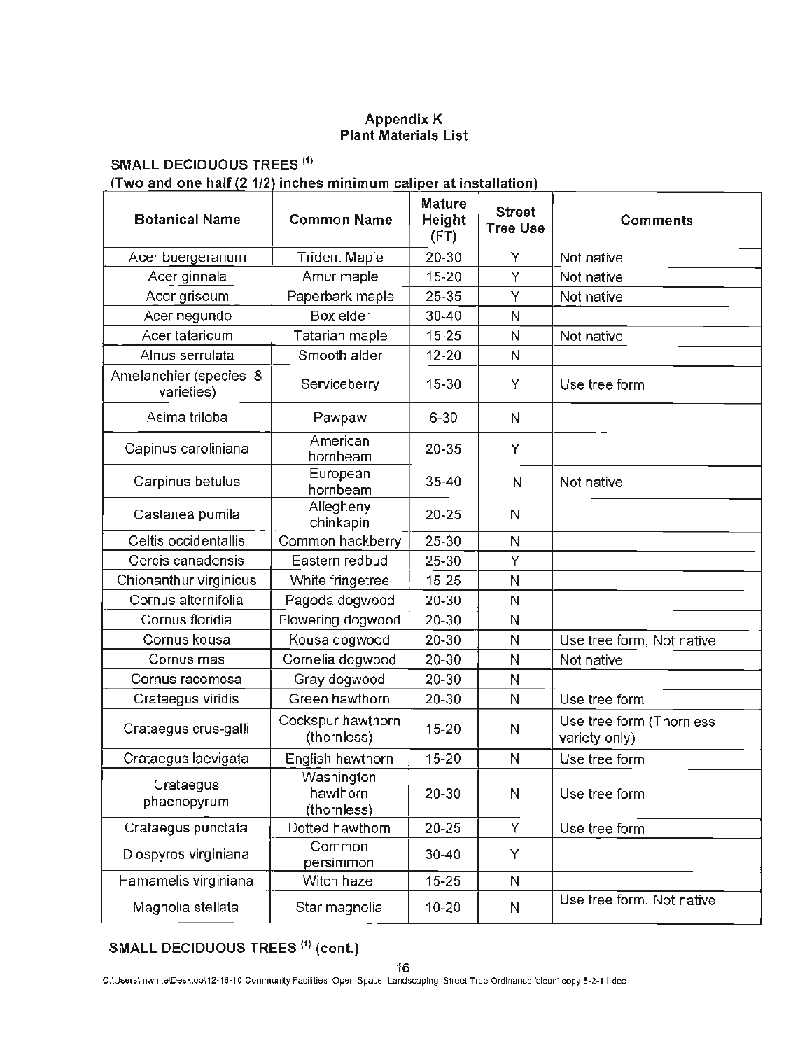## Appendix K
## Plant Materials List

### SMALL DECIDUOUS TREES [1]

**(Two and one half (2 1/2) inches minimum caliper at installation)**

| Botanical Name | Common Name | Mature Height (FT) | Street Tree Use | Comments |
|---|---|---|---|---|
| Acer buergeranum | Trident Maple | 20-30 | Y | Not native |
| Acer ginnala | Amur maple | 15-20 | Y | Not native |
| Acer griseum | Paperbark maple | 25-35 | Y | Not native |
| Acer negundo | Box elder | 30-40 | N | |
| Acer tataricum | Tatarian maple | 15-25 | N | Not native |
| Alnus serrulata | Smooth alder | 12-20 | N | |
| Amelanchier (species & varieties) | Serviceberry | 15-30 | Y | Use tree form |
| Asima triloba | Pawpaw | 6-30 | N | |
| Capinus caroliniana | American hornbeam | 20-35 | Y | |
| Carpinus betulus | European hornbeam | 35-40 | N | Not native |
| Castanea pumila | Allegheny chinkapin | 20-25 | N | |
| Celtis occidentallis | Common hackberry | 25-30 | N | |
| Cercis canadensis | Eastern redbud | 25-30 | Y | |
| Chionanthur virginicus | White fringetree | 15-25 | N | |
| Cornus alternifolia | Pagoda dogwood | 20-30 | N | |
| Cornus floridia | Flowering dogwood | 20-30 | N | |
| Cornus kousa | Kousa dogwood | 20-30 | N | Use tree form, Not native |
| Cornus mas | Cornelia dogwood | 20-30 | N | Not native |
| Cornus racemosa | Gray dogwood | 20-30 | N | |
| Crataegus viridis | Green hawthorn | 20-30 | N | Use tree form |
| Crataegus crus-galli | Cockspur hawthorn (thornless) | 15-20 | N | Use tree form (Thornless variety only) |
| Crataegus laevigata | English hawthorn | 15-20 | N | Use tree form |
| Crataegus phaenopyrum | Washington hawthorn (thornless) | 20-30 | N | Use tree form |
| Crataegus punctata | Dotted hawthorn | 20-25 | Y | Use tree form |
| Diospyros virginiana | Common persimmon | 30-40 | Y | |
| Hamamelis virginiana | Witch hazel | 15-25 | N | |
| Magnolia stellata | Star magnolia | 10-20 | N | Use tree form, Not native |

### SMALL DECIDUOUS TREES [1] (cont.)

C:\Users\mwhite\Desktop\12-16-10 Community Facilities Open Space Landscaping Street Tree Ordinance 'clean' copy 5-2-11.doc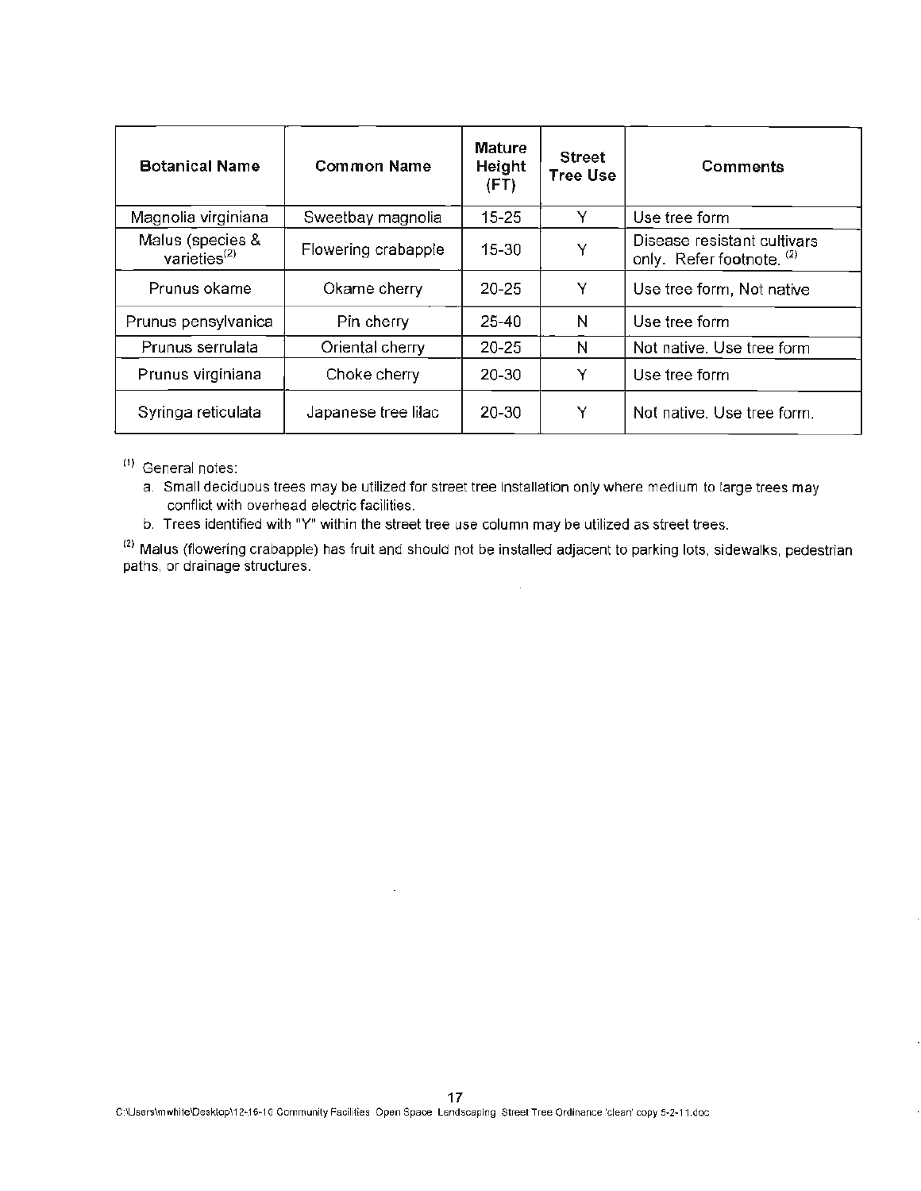| Botanical Name | Common Name | Mature Height (FT) | Street Tree Use | Comments |
|---|---|---|---|---|
| Magnolia virginiana | Sweetbay magnolia | 15-25 | Y | Use tree form |
| Malus (species & varieties[2] | Flowering crabapple | 15-30 | Y | Disease resistant cultivars only. Refer footnote. [2] |
| Prunus okame | Okame cherry | 20-25 | Y | Use tree form, Not native |
| Prunus pensylvanica | Pin cherry | 25-40 | N | Use tree form |
| Prunus serrulata | Oriental cherry | 20-25 | N | Not native. Use tree form |
| Prunus virginiana | Choke cherry | 20-30 | Y | Use tree form |
| Syringa reticulata | Japanese tree lilac | 20-30 | Y | Not native. Use tree form. |

[1] General notes:

a. Small deciduous trees may be utilized for street tree installation only where medium to large trees may conflict with overhead electric facilities.

b. Trees identified with "Y" within the street tree use column may be utilized as street trees.

[2] Malus (flowering crabapple) has fruit and should not be installed adjacent to parking lots, sidewalks, pedestrian paths, or drainage structures.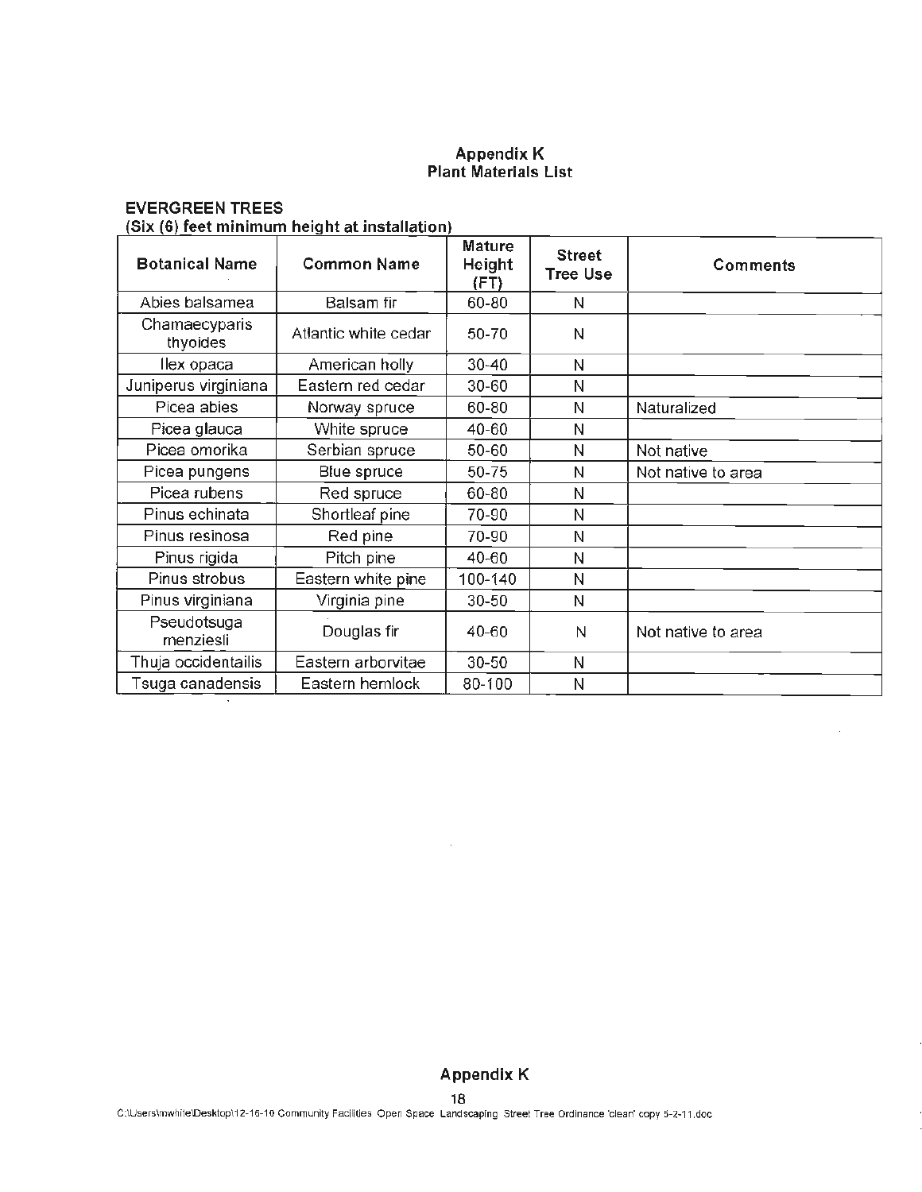# Appendix K
## Plant Materials List

**EVERGREEN TREES**
**(Six (6) feet minimum height at installation)**

| Botanical Name | Common Name | Mature Height (FT) | Street Tree Use | Comments |
|---|---|---|---|---|
| Abies balsamea | Balsam fir | 60-80 | N | |
| Chamaecyparis thyoides | Atlantic white cedar | 50-70 | N | |
| Ilex opaca | American holly | 30-40 | N | |
| Juniperus virginiana | Eastern red cedar | 30-60 | N | |
| Picea abies | Norway spruce | 60-80 | N | Naturalized |
| Picea glauca | White spruce | 40-60 | N | |
| Picea omorika | Serbian spruce | 50-60 | N | Not native |
| Picea pungens | Blue spruce | 50-75 | N | Not native to area |
| Picea rubens | Red spruce | 60-80 | N | |
| Pinus echinata | Shortleaf pine | 70-90 | N | |
| Pinus resinosa | Red pine | 70-90 | N | |
| Pinus rigida | Pitch pine | 40-60 | N | |
| Pinus strobus | Eastern white pine | 100-140 | N | |
| Pinus virginiana | Virginia pine | 30-50 | N | |
| Pseudotsuga menziesii | Douglas fir | 40-60 | N | Not native to area |
| Thuja occidentailis | Eastern arborvitae | 30-50 | N | |
| Tsuga canadensis | Eastern hemlock | 80-100 | N | |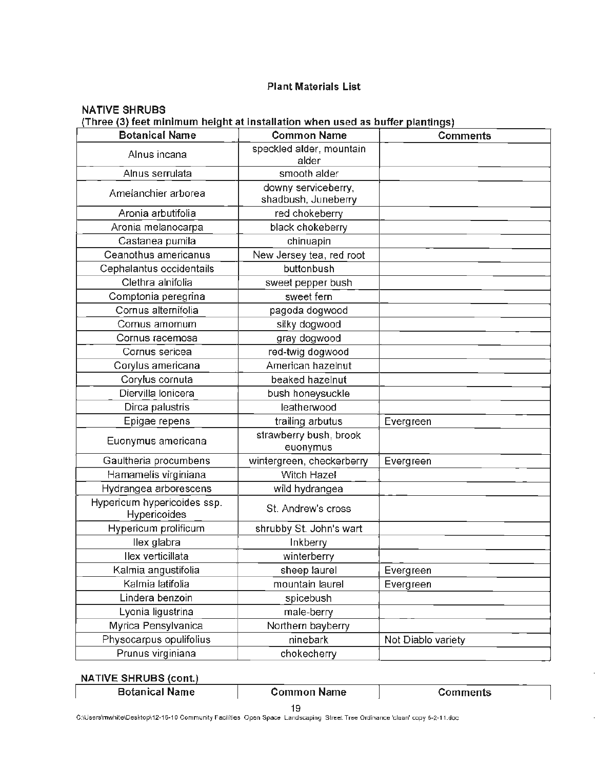**Plant Materials List**

**NATIVE SHRUBS**

**(Three (3) feet minimum height at installation when used as buffer plantings)**

| Botanical Name | Common Name | Comments |
|---|---|---|
| Alnus incana | speckled alder, mountain alder | |
| Alnus serrulata | smooth alder | |
| Amelanchier arborea | downy serviceberry, shadbush, Juneberry | |
| Aronia arbutifolia | red chokeberry | |
| Aronia melanocarpa | black chokeberry | |
| Castanea pumila | chinuapin | |
| Ceanothus americanus | New Jersey tea, red root | |
| Cephalantus occidentails | buttonbush | |
| Clethra alnifolia | sweet pepper bush | |
| Comptonia peregrina | sweet fern | |
| Cornus alternifolia | pagoda dogwood | |
| Cornus amomum | silky dogwood | |
| Cornus racemosa | gray dogwood | |
| Cornus sericea | red-twig dogwood | |
| Corylus americana | American hazelnut | |
| Corylus cornuta | beaked hazelnut | |
| Diervilla lonicera | bush honeysuckle | |
| Dirca palustris | leatherwood | |
| Epigae repens | trailing arbutus | Evergreen |
| Euonymus americana | strawberry bush, brook euonymus | |
| Gaultheria procumbens | wintergreen, checkerberry | Evergreen |
| Hamamelis virginiana | Witch Hazel | |
| Hydrangea arborescens | wild hydrangea | |
| Hypericum hypericoides ssp. Hypericoides | St. Andrew's cross | |
| Hypericum prolificum | shrubby St. John's wart | |
| Ilex glabra | Inkberry | |
| Ilex verticillata | winterberry | |
| Kalmia angustifolia | sheep laurel | Evergreen |
| Kalmia latifolia | mountain laurel | Evergreen |
| Lindera benzoin | spicebush | |
| Lyonia ligustrina | male-berry | |
| Myrica Pensylvanica | Northern bayberry | |
| Physocarpus opulifolius | ninebark | Not Diablo variety |
| Prunus virginiana | chokecherry | |

**NATIVE SHRUBS (cont.)**

| Botanical Name | Common Name | Comments |
|---|---|---|

C:\Users\mwhite\Desktop\12-16-10 Community Facilities Open Space Landscaping Street Tree Ordinance 'clean' copy 5-2-11.doc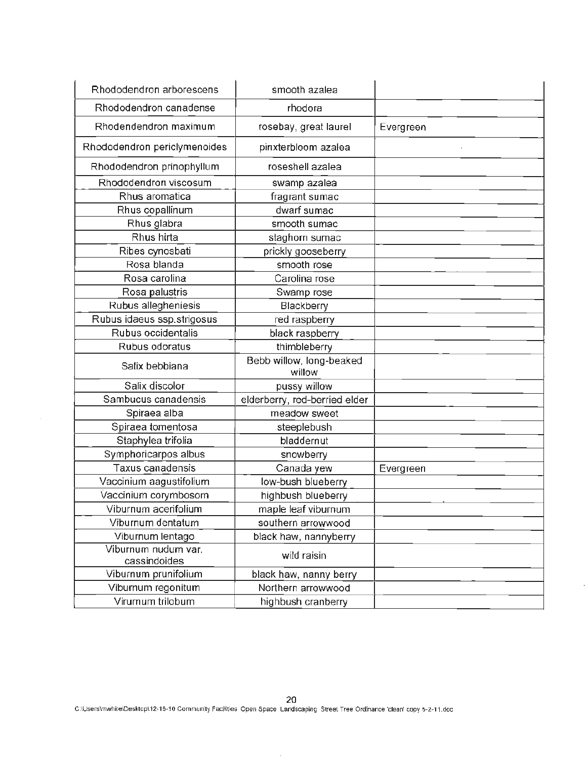| Rhododendron arborescens | smooth azalea | |
|---|---|---|
| Rhododendron canadense | rhodora | |
| Rhodendendron maximum | rosebay, great laurel | Evergreen |
| Rhododendron periclymenoides | pinxterbloom azalea | |
| Rhododendron prinophyllum | roseshell azalea | |
| Rhododendron viscosum | swamp azalea | |
| Rhus aromatica | fragrant sumac | |
| Rhus copallinum | dwarf sumac | |
| Rhus glabra | smooth sumac | |
| Rhus hirta | staghorn sumac | |
| Ribes cynosbati | prickly gooseberry | |
| Rosa blanda | smooth rose | |
| Rosa carolina | Carolina rose | |
| Rosa palustris | Swamp rose | |
| Rubus allegheniesis | Blackberry | |
| Rubus idaeus ssp.strigosus | red raspberry | |
| Rubus occidentalis | black raspberry | |
| Rubus odoratus | thimbleberry | |
| Salix bebbiana | Bebb willow, long-beaked willow | |
| Salix discolor | pussy willow | |
| Sambucus canadensis | elderberry, red-berried elder | |
| Spiraea alba | meadow sweet | |
| Spiraea tomentosa | steeplebush | |
| Staphylea trifolia | bladdernut | |
| Symphoricarpos albus | snowberry | |
| Taxus canadensis | Canada yew | Evergreen |
| Vaccinium aagustifolium | low-bush blueberry | |
| Vaccinium corymbosom | highbush blueberry | |
| Viburnum acerifolium | maple leaf viburnum | |
| Viburnum dentatum | southern arrowwood | |
| Viburnum lentago | black haw, nannyberry | |
| Viburnum nudum var. cassindoides | wild raisin | |
| Viburnum prunifolium | black haw, nanny berry | |
| Viburnum regonitum | Northern arrowwood | |
| Virurnum trilobum | highbush cranberry | |

C:\Users\mwhite\Desktop\12-16-10 Community Facilities Open Space Landscaping Street Tree Ordinance 'clean' copy 5-2-11.doc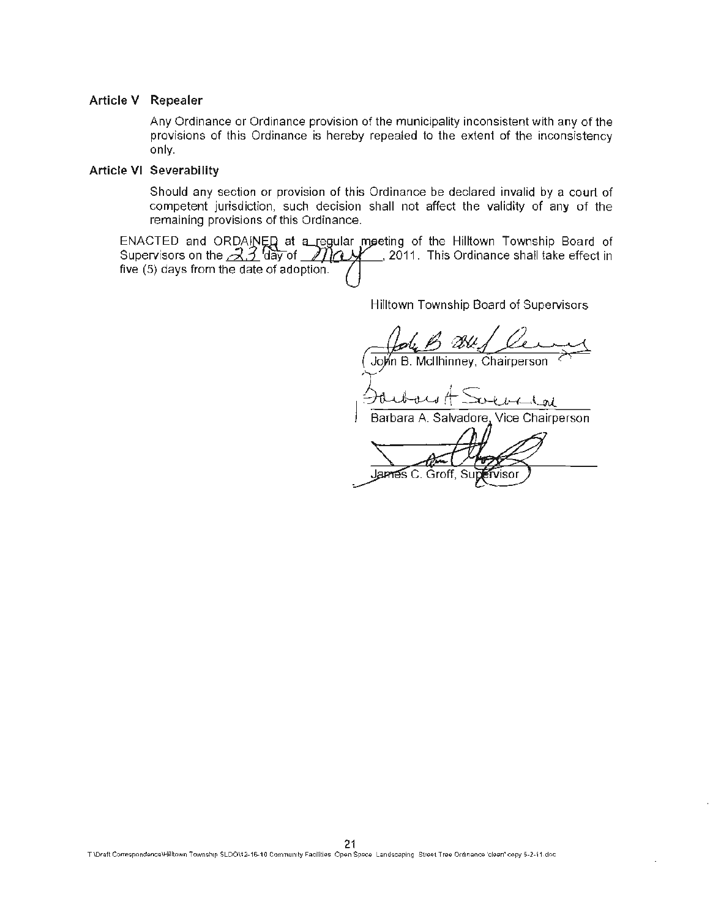### Article V Repealer

Any Ordinance or Ordinance provision of the municipality inconsistent with any of the provisions of this Ordinance is hereby repealed to the extent of the inconsistency only.

### Article VI Severability

Should any section or provision of this Ordinance be declared invalid by a court of competent jurisdiction, such decision shall not affect the validity of any of the remaining provisions of this Ordinance.

ENACTED and ORDAINED at a regular meeting of the Hilltown Township Board of Supervisors on the 23rd day of May, 2011. This Ordinance shall take effect in five (5) days from the date of adoption.

Hilltown Township Board of Supervisors

John B. McIlhinney, Chairperson

Barbara A. Salvadore, Vice Chairperson

James C. Groff, Supervisor

T:\Draft Correspondence\Hilltown Township SLDO\12-16-10 Community Facilities Open Space Landscaping Street Tree Ordinance 'clean' copy 5-2-11.doc